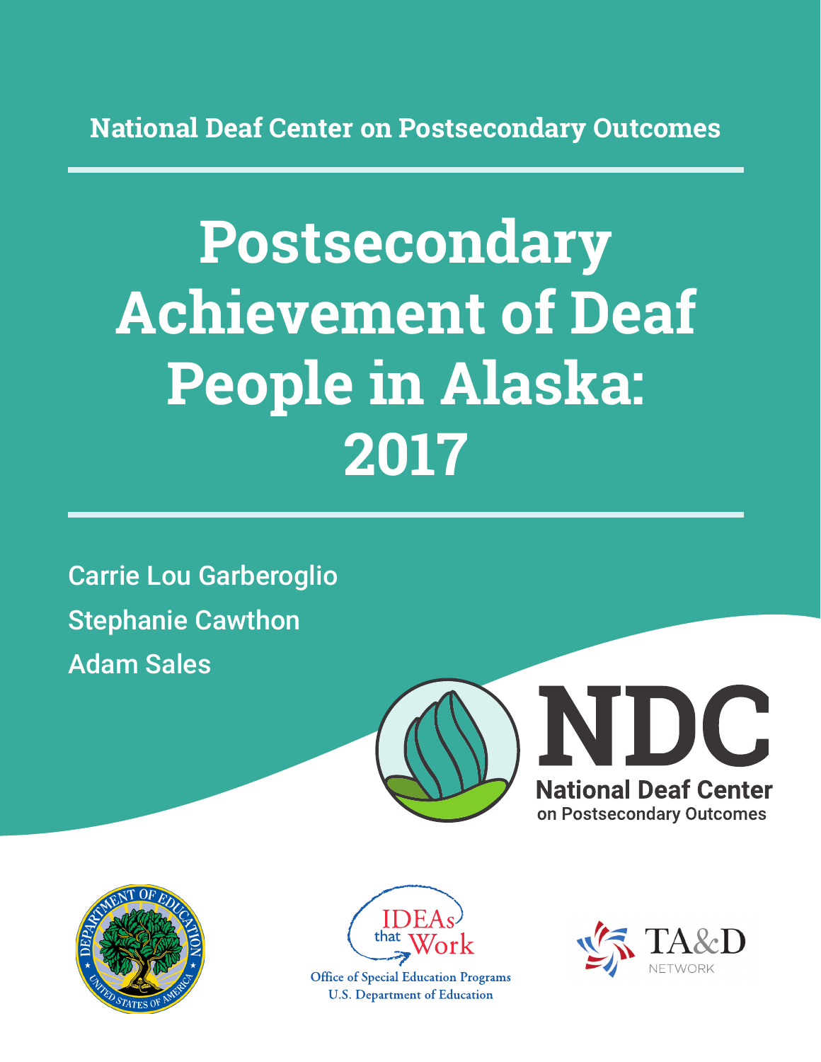National Deaf Center on Postsecondary Outcomes

# Postsecondary Achievement of Deaf People in Alaska: 2017

Carrie Lou Garberoglio

Stephanie Cawthon

Adam Sales

NDC

National Deaf Center on Postsecondary Outcomes

IDEAs that Work

Office of Special Education Programs
U.S. Department of Education

TA&D NETWORK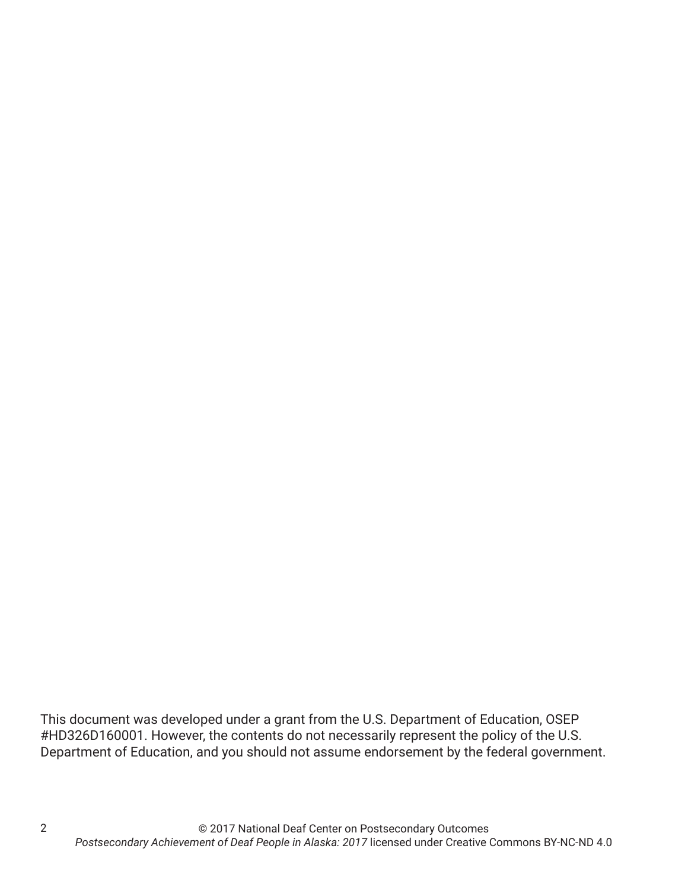This document was developed under a grant from the U.S. Department of Education, OSEP #HD326D160001. However, the contents do not necessarily represent the policy of the U.S. Department of Education, and you should not assume endorsement by the federal government.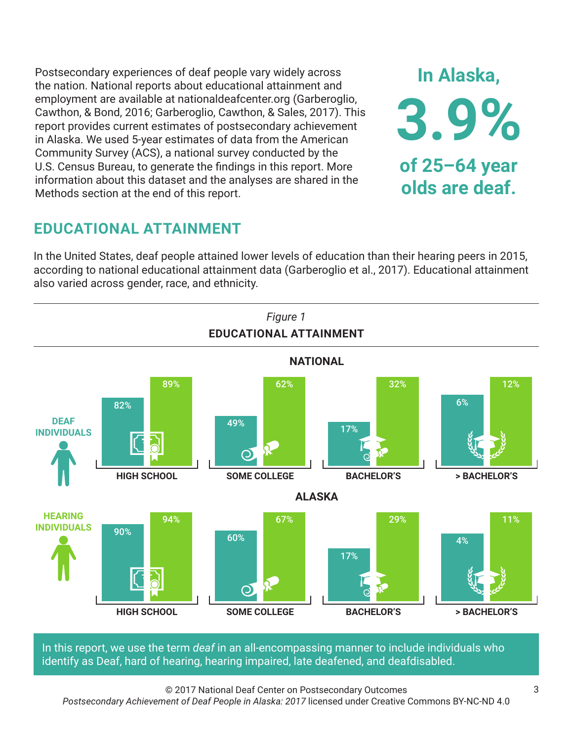Postsecondary experiences of deaf people vary widely across the nation. National reports about educational attainment and employment are available at nationaldeafcenter.org (Garberoglio, Cawthon, & Bond, 2016; Garberoglio, Cawthon, & Sales, 2017). This report provides current estimates of postsecondary achievement in Alaska. We used 5-year estimates of data from the American Community Survey (ACS), a national survey conducted by the U.S. Census Bureau, to generate the findings in this report. More information about this dataset and the analyses are shared in the Methods section at the end of this report.

**In Alaska, 3.9% of 25–64 year olds are deaf.**

## EDUCATIONAL ATTAINMENT

In the United States, deaf people attained lower levels of education than their hearing peers in 2015, according to national educational attainment data (Garberoglio et al., 2017). Educational attainment also varied across gender, race, and ethnicity.

*Figure 1*

**EDUCATIONAL ATTAINMENT**

**NATIONAL**

| | HIGH SCHOOL | SOME COLLEGE | BACHELOR'S | > BACHELOR'S |
|---|---|---|---|---|
| DEAF INDIVIDUALS | 82% | 49% | 17% | 6% |
| HEARING INDIVIDUALS | 89% | 62% | 32% | 12% |

**ALASKA**

| | HIGH SCHOOL | SOME COLLEGE | BACHELOR'S | > BACHELOR'S |
|---|---|---|---|---|
| DEAF INDIVIDUALS | 90% | 60% | 17% | 4% |
| HEARING INDIVIDUALS | 94% | 67% | 29% | 11% |

In this report, we use the term *deaf* in an all-encompassing manner to include individuals who identify as Deaf, hard of hearing, hearing impaired, late deafened, and deafdisabled.

© 2017 National Deaf Center on Postsecondary Outcomes
*Postsecondary Achievement of Deaf People in Alaska: 2017* licensed under Creative Commons BY-NC-ND 4.0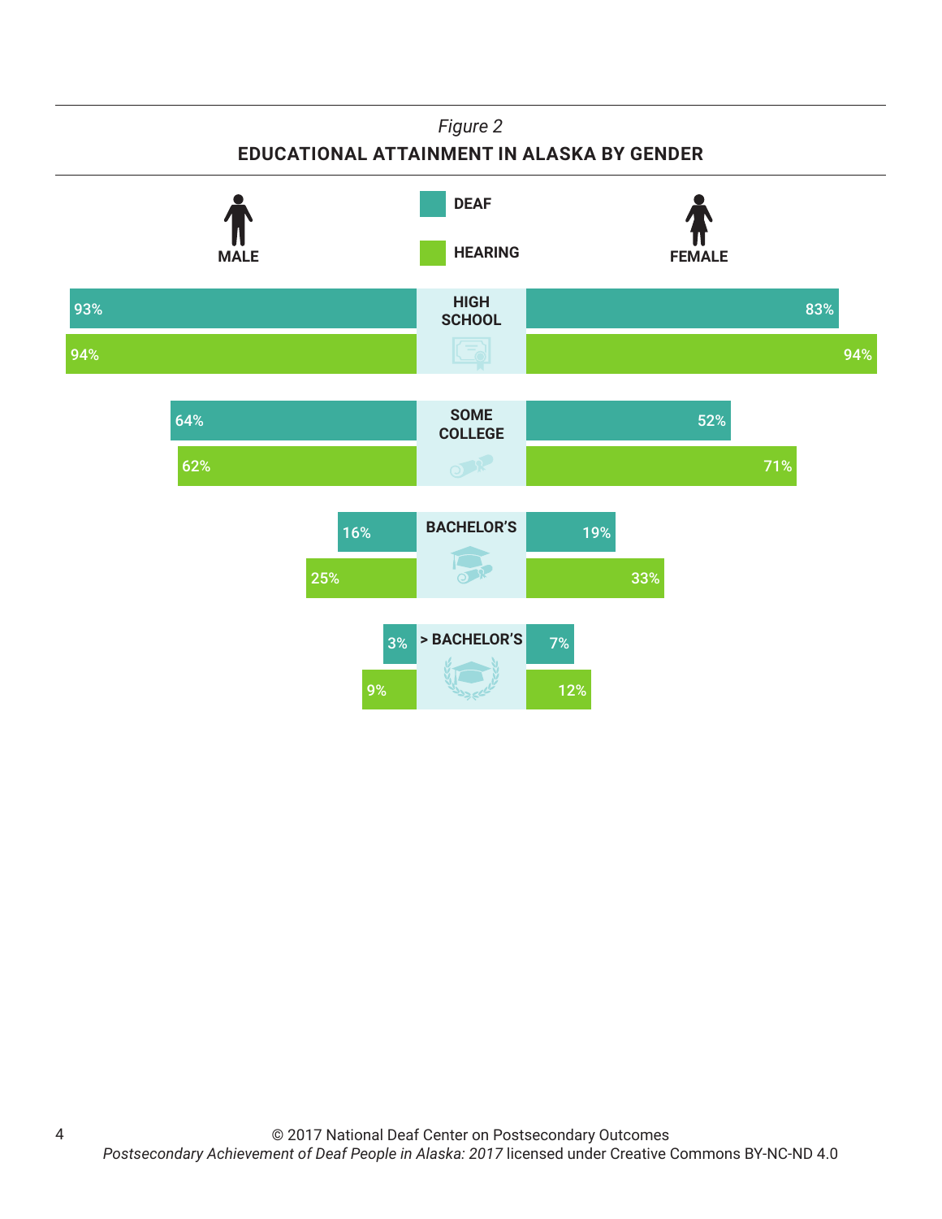*Figure 2*

**EDUCATIONAL ATTAINMENT IN ALASKA BY GENDER**

| | Male – Deaf | Male – Hearing | Female – Deaf | Female – Hearing |
|---|---|---|---|---|
| HIGH SCHOOL | 93% | 94% | 83% | 94% |
| SOME COLLEGE | 64% | 62% | 52% | 71% |
| BACHELOR'S | 16% | 25% | 19% | 33% |
| > BACHELOR'S | 3% | 9% | 7% | 12% |

© 2017 National Deaf Center on Postsecondary Outcomes
*Postsecondary Achievement of Deaf People in Alaska: 2017* licensed under Creative Commons BY-NC-ND 4.0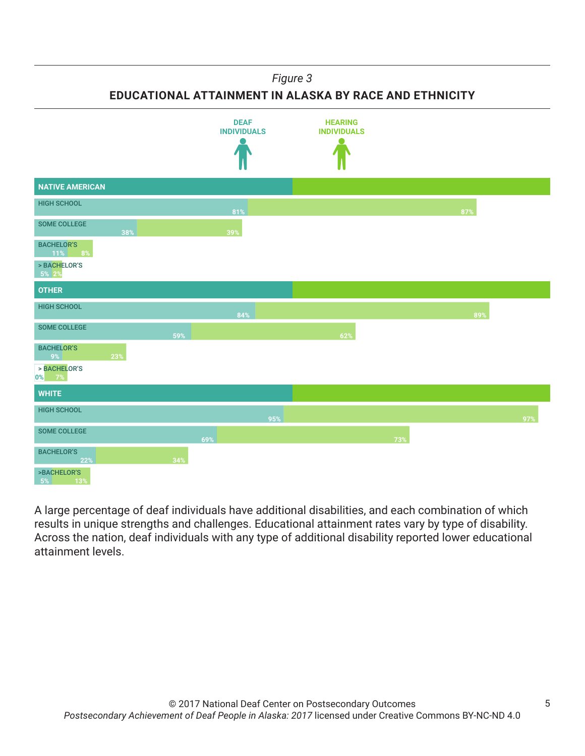*Figure 3*

**EDUCATIONAL ATTAINMENT IN ALASKA BY RACE AND ETHNICITY**

| | Deaf Individuals | Hearing Individuals |
|---|---|---|
| **NATIVE AMERICAN** | | |
| High School | 81% | 87% |
| Some College | 38% | 39% |
| Bachelor's | 11% | 8% |
| > Bachelor's | 5% | 2% |
| **OTHER** | | |
| High School | 84% | 89% |
| Some College | 59% | 62% |
| Bachelor's | 9% | 23% |
| > Bachelor's | 0% | 7% |
| **WHITE** | | |
| High School | 95% | 97% |
| Some College | 69% | 73% |
| Bachelor's | 22% | 34% |
| >Bachelor's | 5% | 13% |

A large percentage of deaf individuals have additional disabilities, and each combination of which results in unique strengths and challenges. Educational attainment rates vary by type of disability. Across the nation, deaf individuals with any type of additional disability reported lower educational attainment levels.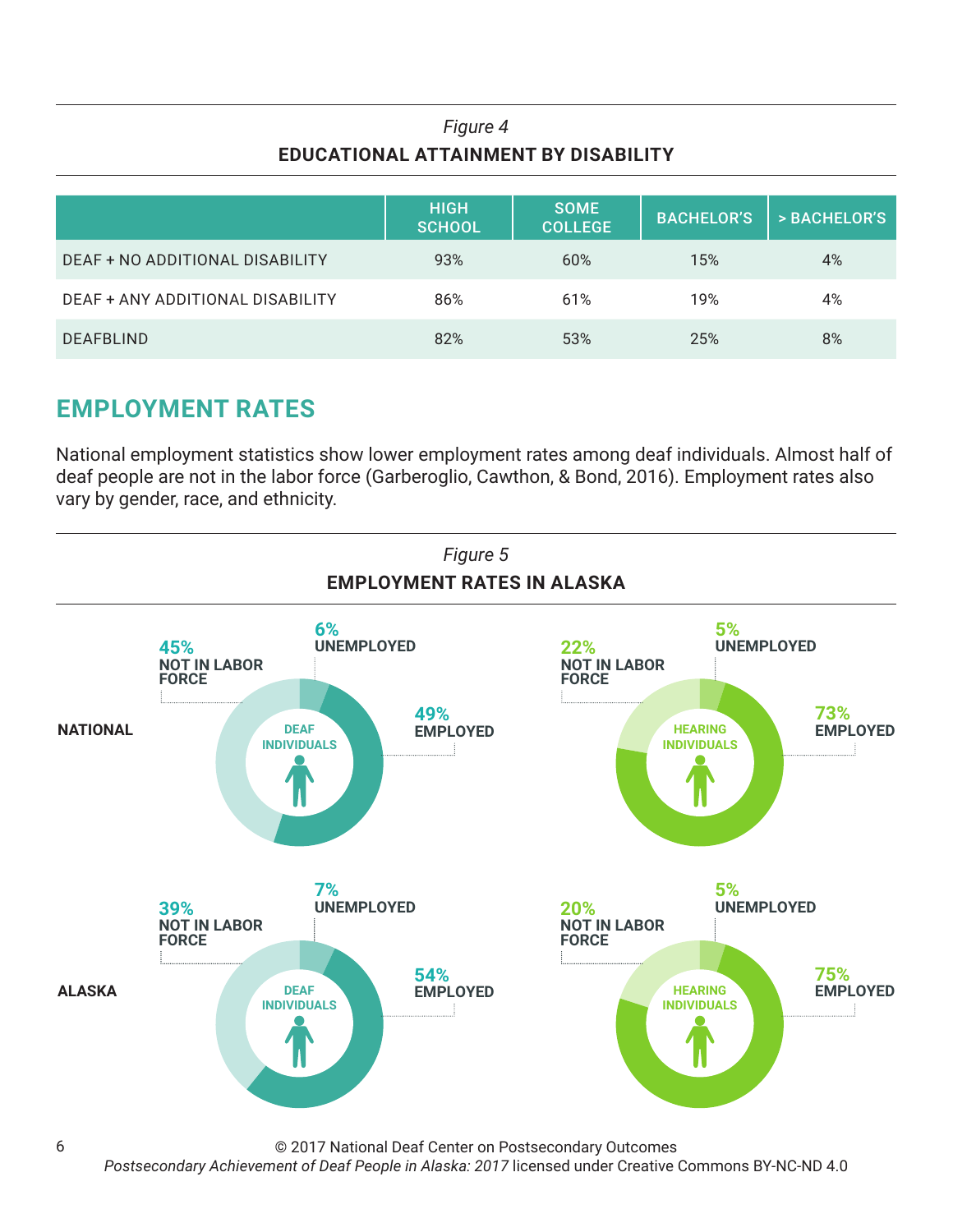*Figure 4*

**EDUCATIONAL ATTAINMENT BY DISABILITY**

| | HIGH SCHOOL | SOME COLLEGE | BACHELOR'S | > BACHELOR'S |
|---|---|---|---|---|
| DEAF + NO ADDITIONAL DISABILITY | 93% | 60% | 15% | 4% |
| DEAF + ANY ADDITIONAL DISABILITY | 86% | 61% | 19% | 4% |
| DEAFBLIND | 82% | 53% | 25% | 8% |

## EMPLOYMENT RATES

National employment statistics show lower employment rates among deaf individuals. Almost half of deaf people are not in the labor force (Garberoglio, Cawthon, & Bond, 2016). Employment rates also vary by gender, race, and ethnicity.

*Figure 5*

**EMPLOYMENT RATES IN ALASKA**

| | | Employed | Unemployed | Not in Labor Force |
|---|---|---|---|---|
| NATIONAL | DEAF INDIVIDUALS | 49% | 6% | 45% |
| NATIONAL | HEARING INDIVIDUALS | 73% | 5% | 22% |
| ALASKA | DEAF INDIVIDUALS | 54% | 7% | 39% |
| ALASKA | HEARING INDIVIDUALS | 75% | 5% | 20% |

© 2017 National Deaf Center on Postsecondary Outcomes
*Postsecondary Achievement of Deaf People in Alaska: 2017* licensed under Creative Commons BY-NC-ND 4.0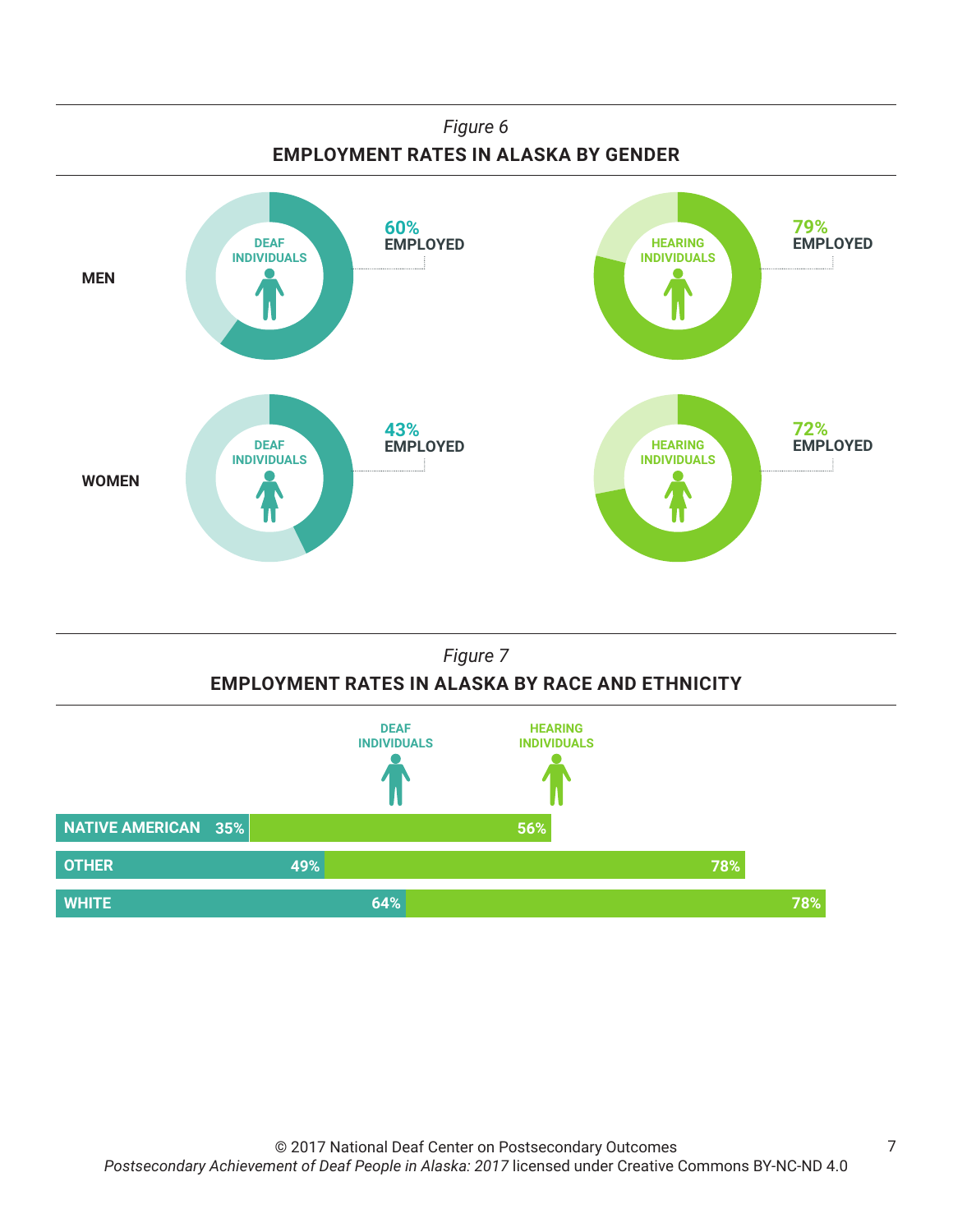*Figure 6*

**EMPLOYMENT RATES IN ALASKA BY GENDER**

| | Deaf Individuals | Hearing Individuals |
|---|---|---|
| **MEN** | 60% EMPLOYED | 79% EMPLOYED |
| **WOMEN** | 43% EMPLOYED | 72% EMPLOYED |

*Figure 7*

**EMPLOYMENT RATES IN ALASKA BY RACE AND ETHNICITY**

| | Deaf Individuals | Hearing Individuals |
|---|---|---|
| NATIVE AMERICAN | 35% | 56% |
| OTHER | 49% | 78% |
| WHITE | 64% | 78% |

© 2017 National Deaf Center on Postsecondary Outcomes
*Postsecondary Achievement of Deaf People in Alaska: 2017* licensed under Creative Commons BY-NC-ND 4.0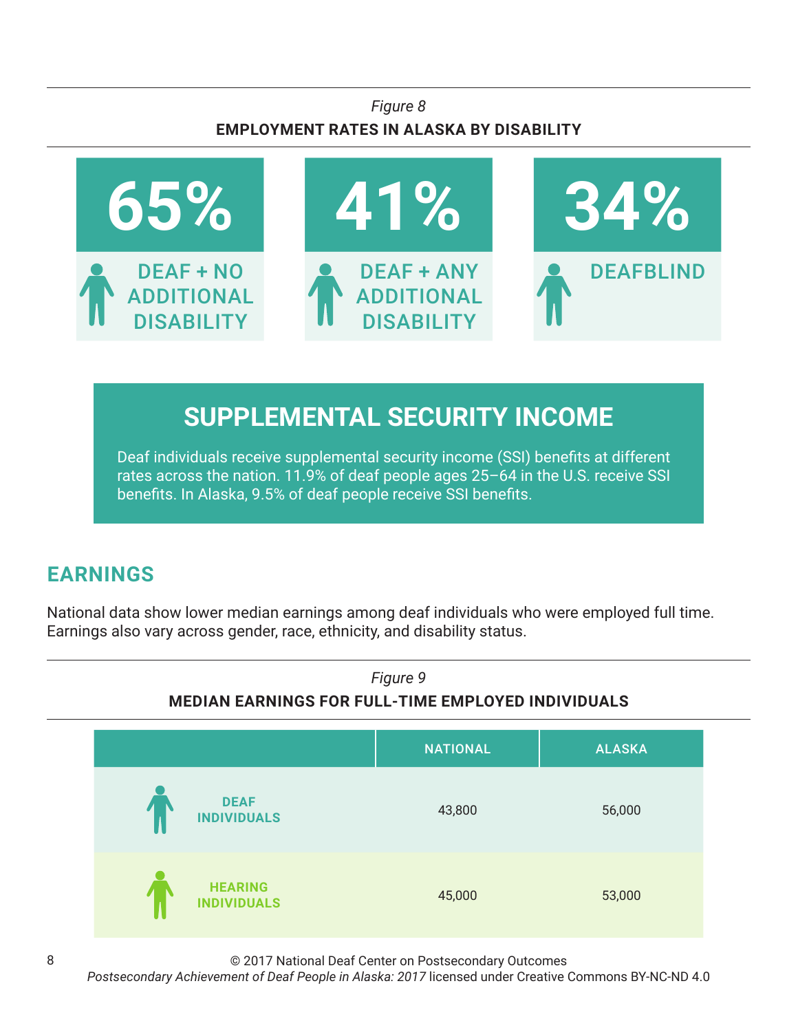*Figure 8*

**EMPLOYMENT RATES IN ALASKA BY DISABILITY**

| 65% | 41% | 34% |
| --- | --- | --- |
| DEAF + NO ADDITIONAL DISABILITY | DEAF + ANY ADDITIONAL DISABILITY | DEAFBLIND |

## SUPPLEMENTAL SECURITY INCOME

Deaf individuals receive supplemental security income (SSI) benefits at different rates across the nation. 11.9% of deaf people ages 25–64 in the U.S. receive SSI benefits. In Alaska, 9.5% of deaf people receive SSI benefits.

## EARNINGS

National data show lower median earnings among deaf individuals who were employed full time. Earnings also vary across gender, race, ethnicity, and disability status.

*Figure 9*

**MEDIAN EARNINGS FOR FULL-TIME EMPLOYED INDIVIDUALS**

| | NATIONAL | ALASKA |
| --- | --- | --- |
| DEAF INDIVIDUALS | 43,800 | 56,000 |
| HEARING INDIVIDUALS | 45,000 | 53,000 |

© 2017 National Deaf Center on Postsecondary Outcomes
*Postsecondary Achievement of Deaf People in Alaska: 2017* licensed under Creative Commons BY-NC-ND 4.0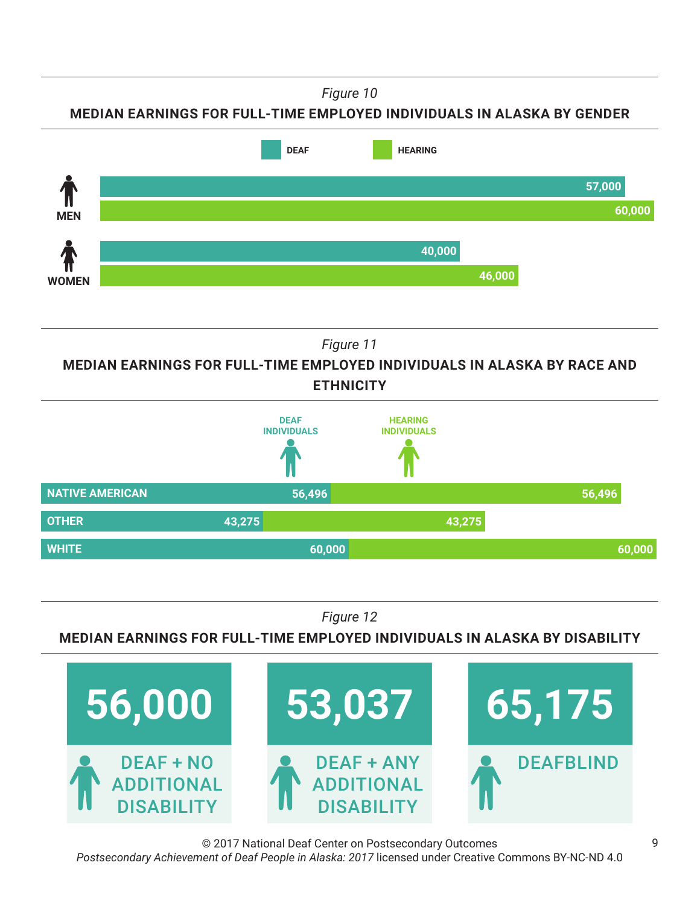*Figure 10*

**MEDIAN EARNINGS FOR FULL-TIME EMPLOYED INDIVIDUALS IN ALASKA BY GENDER**

| | DEAF | HEARING |
|---|---|---|
| MEN | 57,000 | 60,000 |
| WOMEN | 40,000 | 46,000 |

*Figure 11*

**MEDIAN EARNINGS FOR FULL-TIME EMPLOYED INDIVIDUALS IN ALASKA BY RACE AND ETHNICITY**

| | DEAF INDIVIDUALS | HEARING INDIVIDUALS |
|---|---|---|
| NATIVE AMERICAN | 56,496 | 56,496 |
| OTHER | 43,275 | 43,275 |
| WHITE | 60,000 | 60,000 |

*Figure 12*

**MEDIAN EARNINGS FOR FULL-TIME EMPLOYED INDIVIDUALS IN ALASKA BY DISABILITY**

| DEAF + NO ADDITIONAL DISABILITY | DEAF + ANY ADDITIONAL DISABILITY | DEAFBLIND |
|---|---|---|
| 56,000 | 53,037 | 65,175 |

© 2017 National Deaf Center on Postsecondary Outcomes
*Postsecondary Achievement of Deaf People in Alaska: 2017* licensed under Creative Commons BY-NC-ND 4.0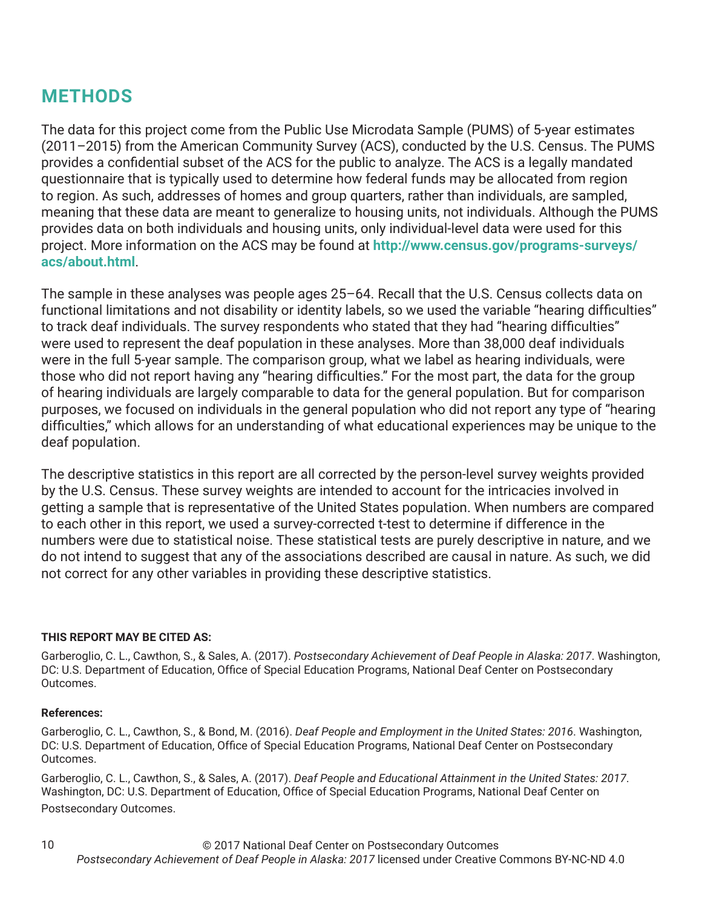## METHODS

The data for this project come from the Public Use Microdata Sample (PUMS) of 5-year estimates (2011–2015) from the American Community Survey (ACS), conducted by the U.S. Census. The PUMS provides a confidential subset of the ACS for the public to analyze. The ACS is a legally mandated questionnaire that is typically used to determine how federal funds may be allocated from region to region. As such, addresses of homes and group quarters, rather than individuals, are sampled, meaning that these data are meant to generalize to housing units, not individuals. Although the PUMS provides data on both individuals and housing units, only individual-level data were used for this project. More information on the ACS may be found at **http://www.census.gov/programs-surveys/acs/about.html**.

The sample in these analyses was people ages 25–64. Recall that the U.S. Census collects data on functional limitations and not disability or identity labels, so we used the variable "hearing difficulties" to track deaf individuals. The survey respondents who stated that they had "hearing difficulties" were used to represent the deaf population in these analyses. More than 38,000 deaf individuals were in the full 5-year sample. The comparison group, what we label as hearing individuals, were those who did not report having any "hearing difficulties." For the most part, the data for the group of hearing individuals are largely comparable to data for the general population. But for comparison purposes, we focused on individuals in the general population who did not report any type of "hearing difficulties," which allows for an understanding of what educational experiences may be unique to the deaf population.

The descriptive statistics in this report are all corrected by the person-level survey weights provided by the U.S. Census. These survey weights are intended to account for the intricacies involved in getting a sample that is representative of the United States population. When numbers are compared to each other in this report, we used a survey-corrected t-test to determine if difference in the numbers were due to statistical noise. These statistical tests are purely descriptive in nature, and we do not intend to suggest that any of the associations described are causal in nature. As such, we did not correct for any other variables in providing these descriptive statistics.

**THIS REPORT MAY BE CITED AS:**

Garberoglio, C. L., Cawthon, S., & Sales, A. (2017). *Postsecondary Achievement of Deaf People in Alaska: 2017*. Washington, DC: U.S. Department of Education, Office of Special Education Programs, National Deaf Center on Postsecondary Outcomes.

**References:**

Garberoglio, C. L., Cawthon, S., & Bond, M. (2016). *Deaf People and Employment in the United States: 2016*. Washington, DC: U.S. Department of Education, Office of Special Education Programs, National Deaf Center on Postsecondary Outcomes.

Garberoglio, C. L., Cawthon, S., & Sales, A. (2017). *Deaf People and Educational Attainment in the United States: 2017*. Washington, DC: U.S. Department of Education, Office of Special Education Programs, National Deaf Center on Postsecondary Outcomes.

© 2017 National Deaf Center on Postsecondary Outcomes
*Postsecondary Achievement of Deaf People in Alaska: 2017* licensed under Creative Commons BY-NC-ND 4.0